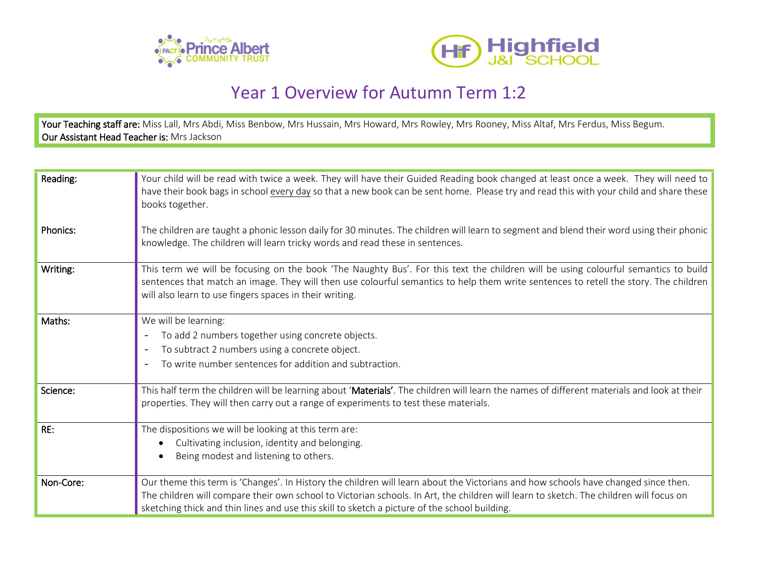# Year 1 Overview for Autumn Term 1:2

**Your Teaching staff are:** Miss Lall, Mrs Abdi, Miss Benbow, Mrs Hussain, Mrs Howard, Mrs Rowley, Mrs Rooney, Miss Altaf, Mrs Ferdus, Miss Begum.
**Our Assistant Head Teacher is:** Mrs Jackson

| | |
|---|---|
| Reading: | Your child will be read with twice a week. They will have their Guided Reading book changed at least once a week. They will need to have their book bags in school every day so that a new book can be sent home. Please try and read this with your child and share these books together. |
| Phonics: | The children are taught a phonic lesson daily for 30 minutes. The children will learn to segment and blend their word using their phonic knowledge. The children will learn tricky words and read these in sentences. |
| Writing: | This term we will be focusing on the book 'The Naughty Bus'. For this text the children will be using colourful semantics to build sentences that match an image. They will then use colourful semantics to help them write sentences to retell the story. The children will also learn to use fingers spaces in their writing. |
| Maths: | We will be learning: <br> - To add 2 numbers together using concrete objects. <br> - To subtract 2 numbers using a concrete object. <br> - To write number sentences for addition and subtraction. |
| Science: | This half term the children will be learning about '**Materials**'. The children will learn the names of different materials and look at their properties. They will then carry out a range of experiments to test these materials. |
| RE: | The dispositions we will be looking at this term are: <br> • Cultivating inclusion, identity and belonging. <br> • Being modest and listening to others. |
| Non-Core: | Our theme this term is 'Changes'. In History the children will learn about the Victorians and how schools have changed since then. The children will compare their own school to Victorian schools. In Art, the children will learn to sketch. The children will focus on sketching thick and thin lines and use this skill to sketch a picture of the school building. |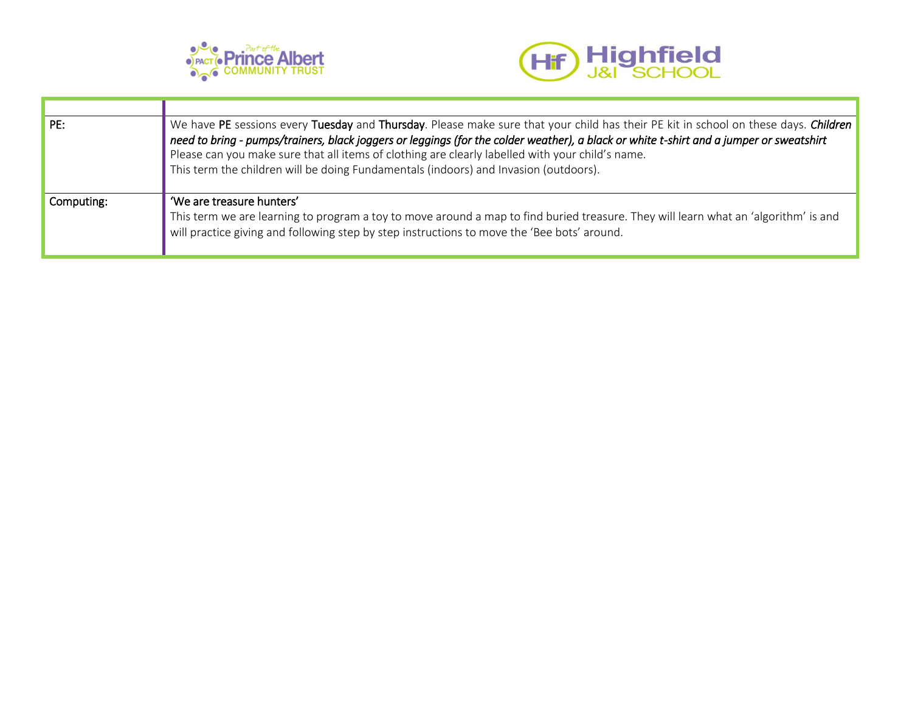| | |
|---|---|
| PE: | We have **PE** sessions every **Tuesday** and **Thursday**. Please make sure that your child has their PE kit in school on these days. ***Children need to bring - pumps/trainers, black joggers or leggings (for the colder weather), a black or white t-shirt and a jumper or sweatshirt*** <br> Please can you make sure that all items of clothing are clearly labelled with your child's name. <br> This term the children will be doing Fundamentals (indoors) and Invasion (outdoors). |
| Computing: | 'We are treasure hunters' <br> This term we are learning to program a toy to move around a map to find buried treasure. They will learn what an 'algorithm' is and will practice giving and following step by step instructions to move the 'Bee bots' around. |